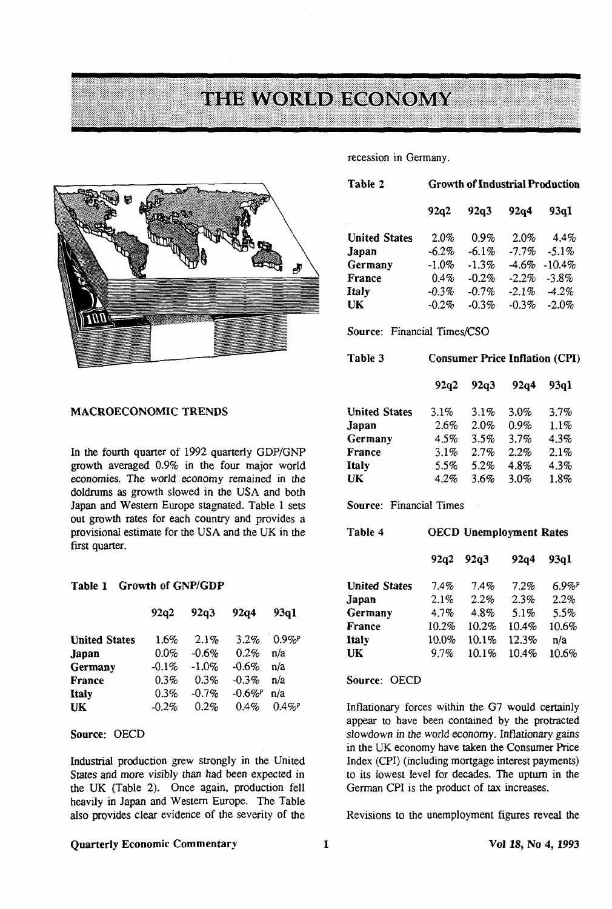# THE WORLD ECONOMY

## MACROECONOMIC TRENDS

In the fourth quarter of 1992 quarterly GDP/GNP growth averaged 0.9% in the four major world economies. The world economy remained in the doldrums as growth slowed in the USA and both Japan and Western Europe stagnated. Table 1 sets out growth rates for each country and provides a provisional estimate for the USA and the UK in the first quarter.

**Table 1 Growth of GNP/GDP**

| | 92q2 | 92q3 | 92q4 | 93q1 |
|---|---|---|---|---|
| **United States** | 1.6% | 2.1% | 3.2% | 0.9%[p] |
| **Japan** | 0.0% | -0.6% | 0.2% | n/a |
| **Germany** | -0.1% | -1.0% | -0.6% | n/a |
| **France** | 0.3% | 0.3% | -0.3% | n/a |
| **Italy** | 0.3% | -0.7% | -0.6%[p] | n/a |
| **UK** | -0.2% | 0.2% | 0.4% | 0.4%[p] |

Source: OECD

Industrial production grew strongly in the United States and more visibly than had been expected in the UK (Table 2). Once again, production fell heavily in Japan and Western Europe. The Table also provides clear evidence of the severity of the recession in Germany.

**Table 2 Growth of Industrial Production**

| | 92q2 | 92q3 | 92q4 | 93q1 |
|---|---|---|---|---|
| **United States** | 2.0% | 0.9% | 2.0% | 4.4% |
| **Japan** | -6.2% | -6.1% | -7.7% | -5.1% |
| **Germany** | -1.0% | -1.3% | -4.6% | -10.4% |
| **France** | 0.4% | -0.2% | -2.2% | -3.8% |
| **Italy** | -0.3% | -0.7% | -2.1% | -4.2% |
| **UK** | -0.2% | -0.3% | -0.3% | -2.0% |

Source: Financial Times/CSO

**Table 3 Consumer Price Inflation (CPI)**

| | 92q2 | 92q3 | 92q4 | 93q1 |
|---|---|---|---|---|
| **United States** | 3.1% | 3.1% | 3.0% | 3.7% |
| **Japan** | 2.6% | 2.0% | 0.9% | 1.1% |
| **Germany** | 4.5% | 3.5% | 3.7% | 4.3% |
| **France** | 3.1% | 2.7% | 2.2% | 2.1% |
| **Italy** | 5.5% | 5.2% | 4.8% | 4.3% |
| **UK** | 4.2% | 3.6% | 3.0% | 1.8% |

Source: Financial Times

**Table 4 OECD Unemployment Rates**

| | 92q2 | 92q3 | 92q4 | 93q1 |
|---|---|---|---|---|
| **United States** | 7.4% | 7.4% | 7.2% | 6.9%[p] |
| **Japan** | 2.1% | 2.2% | 2.3% | 2.2% |
| **Germany** | 4.7% | 4.8% | 5.1% | 5.5% |
| **France** | 10.2% | 10.2% | 10.4% | 10.6% |
| **Italy** | 10.0% | 10.1% | 12.3% | n/a |
| **UK** | 9.7% | 10.1% | 10.4% | 10.6% |

Source: OECD

Inflationary forces within the G7 would certainly appear to have been contained by the protracted slowdown in the world economy. Inflationary gains in the UK economy have taken the Consumer Price Index (CPI) (including mortgage interest payments) to its lowest level for decades. The upturn in the German CPI is the product of tax increases.

Revisions to the unemployment figures reveal the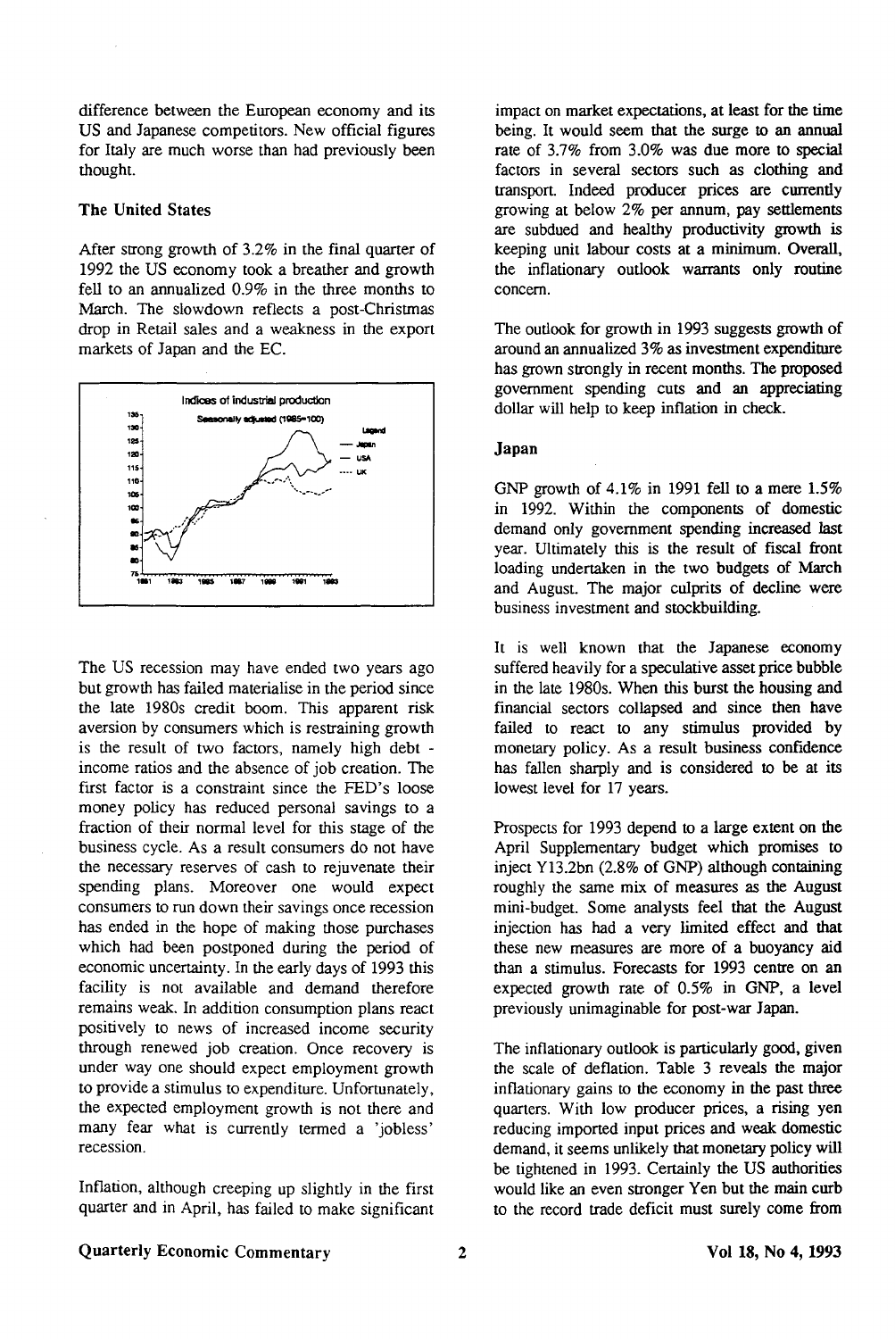difference between the European economy and its US and Japanese competitors. New official figures for Italy are much worse than had previously been thought.

### The United States

After strong growth of 3.2% in the final quarter of 1992 the US economy took a breather and growth fell to an annualized 0.9% in the three months to March. The slowdown reflects a post-Christmas drop in Retail sales and a weakness in the export markets of Japan and the EC.

The US recession may have ended two years ago but growth has failed materialise in the period since the late 1980s credit boom. This apparent risk aversion by consumers which is restraining growth is the result of two factors, namely high debt - income ratios and the absence of job creation. The first factor is a constraint since the FED's loose money policy has reduced personal savings to a fraction of their normal level for this stage of the business cycle. As a result consumers do not have the necessary reserves of cash to rejuvenate their spending plans. Moreover one would expect consumers to run down their savings once recession has ended in the hope of making those purchases which had been postponed during the period of economic uncertainty. In the early days of 1993 this facility is not available and demand therefore remains weak. In addition consumption plans react positively to news of increased income security through renewed job creation. Once recovery is under way one should expect employment growth to provide a stimulus to expenditure. Unfortunately, the expected employment growth is not there and many fear what is currently termed a 'jobless' recession.

Inflation, although creeping up slightly in the first quarter and in April, has failed to make significant impact on market expectations, at least for the time being. It would seem that the surge to an annual rate of 3.7% from 3.0% was due more to special factors in several sectors such as clothing and transport. Indeed producer prices are currently growing at below 2% per annum, pay settlements are subdued and healthy productivity growth is keeping unit labour costs at a minimum. Overall, the inflationary outlook warrants only routine concern.

The outlook for growth in 1993 suggests growth of around an annualized 3% as investment expenditure has grown strongly in recent months. The proposed government spending cuts and an appreciating dollar will help to keep inflation in check.

### Japan

GNP growth of 4.1% in 1991 fell to a mere 1.5% in 1992. Within the components of domestic demand only government spending increased last year. Ultimately this is the result of fiscal front loading undertaken in the two budgets of March and August. The major culprits of decline were business investment and stockbuilding.

It is well known that the Japanese economy suffered heavily for a speculative asset price bubble in the late 1980s. When this burst the housing and financial sectors collapsed and since then have failed to react to any stimulus provided by monetary policy. As a result business confidence has fallen sharply and is considered to be at its lowest level for 17 years.

Prospects for 1993 depend to a large extent on the April Supplementary budget which promises to inject Y13.2bn (2.8% of GNP) although containing roughly the same mix of measures as the August mini-budget. Some analysts feel that the August injection has had a very limited effect and that these new measures are more of a buoyancy aid than a stimulus. Forecasts for 1993 centre on an expected growth rate of 0.5% in GNP, a level previously unimaginable for post-war Japan.

The inflationary outlook is particularly good, given the scale of deflation. Table 3 reveals the major inflationary gains to the economy in the past three quarters. With low producer prices, a rising yen reducing imported input prices and weak domestic demand, it seems unlikely that monetary policy will be tightened in 1993. Certainly the US authorities would like an even stronger Yen but the main curb to the record trade deficit must surely come from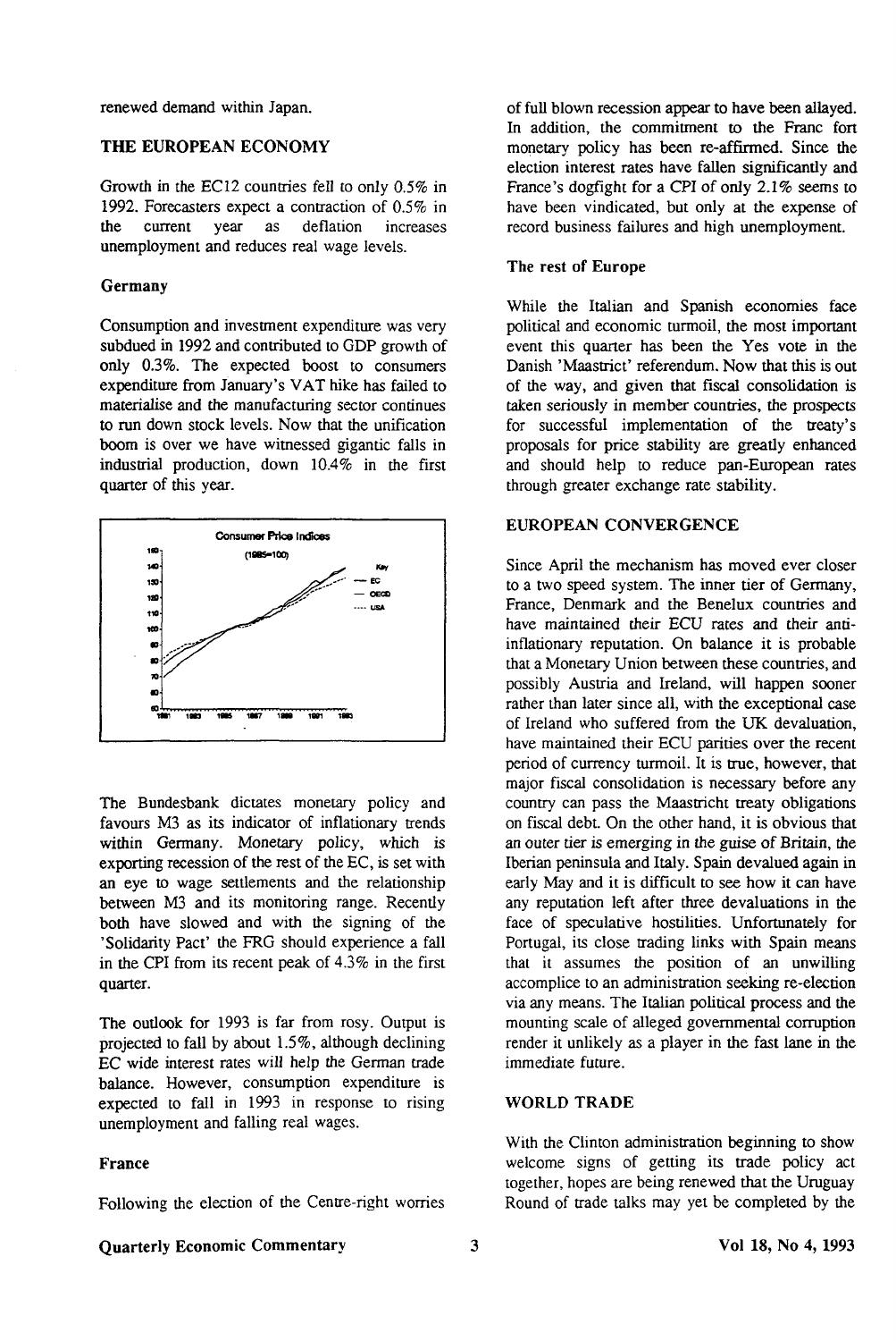renewed demand within Japan.

## THE EUROPEAN ECONOMY

Growth in the EC12 countries fell to only 0.5% in 1992. Forecasters expect a contraction of 0.5% in the current year as deflation increases unemployment and reduces real wage levels.

### Germany

Consumption and investment expenditure was very subdued in 1992 and contributed to GDP growth of only 0.3%. The expected boost to consumers expenditure from January's VAT hike has failed to materialise and the manufacturing sector continues to run down stock levels. Now that the unification boom is over we have witnessed gigantic falls in industrial production, down 10.4% in the first quarter of this year.

The Bundesbank dictates monetary policy and favours M3 as its indicator of inflationary trends within Germany. Monetary policy, which is exporting recession of the rest of the EC, is set with an eye to wage settlements and the relationship between M3 and its monitoring range. Recently both have slowed and with the signing of the 'Solidarity Pact' the FRG should experience a fall in the CPI from its recent peak of 4.3% in the first quarter.

The outlook for 1993 is far from rosy. Output is projected to fall by about 1.5%, although declining EC wide interest rates will help the German trade balance. However, consumption expenditure is expected to fall in 1993 in response to rising unemployment and falling real wages.

### France

Following the election of the Centre-right worries of full blown recession appear to have been allayed. In addition, the commitment to the Franc fort monetary policy has been re-affirmed. Since the election interest rates have fallen significantly and France's dogfight for a CPI of only 2.1% seems to have been vindicated, but only at the expense of record business failures and high unemployment.

### The rest of Europe

While the Italian and Spanish economies face political and economic turmoil, the most important event this quarter has been the Yes vote in the Danish 'Maastrict' referendum. Now that this is out of the way, and given that fiscal consolidation is taken seriously in member countries, the prospects for successful implementation of the treaty's proposals for price stability are greatly enhanced and should help to reduce pan-European rates through greater exchange rate stability.

## EUROPEAN CONVERGENCE

Since April the mechanism has moved ever closer to a two speed system. The inner tier of Germany, France, Denmark and the Benelux countries and have maintained their ECU rates and their anti-inflationary reputation. On balance it is probable that a Monetary Union between these countries, and possibly Austria and Ireland, will happen sooner rather than later since all, with the exceptional case of Ireland who suffered from the UK devaluation, have maintained their ECU parities over the recent period of currency turmoil. It is true, however, that major fiscal consolidation is necessary before any country can pass the Maastricht treaty obligations on fiscal debt. On the other hand, it is obvious that an outer tier is emerging in the guise of Britain, the Iberian peninsula and Italy. Spain devalued again in early May and it is difficult to see how it can have any reputation left after three devaluations in the face of speculative hostilities. Unfortunately for Portugal, its close trading links with Spain means that it assumes the position of an unwilling accomplice to an administration seeking re-election via any means. The Italian political process and the mounting scale of alleged governmental corruption render it unlikely as a player in the fast lane in the immediate future.

## WORLD TRADE

With the Clinton administration beginning to show welcome signs of getting its trade policy act together, hopes are being renewed that the Uruguay Round of trade talks may yet be completed by the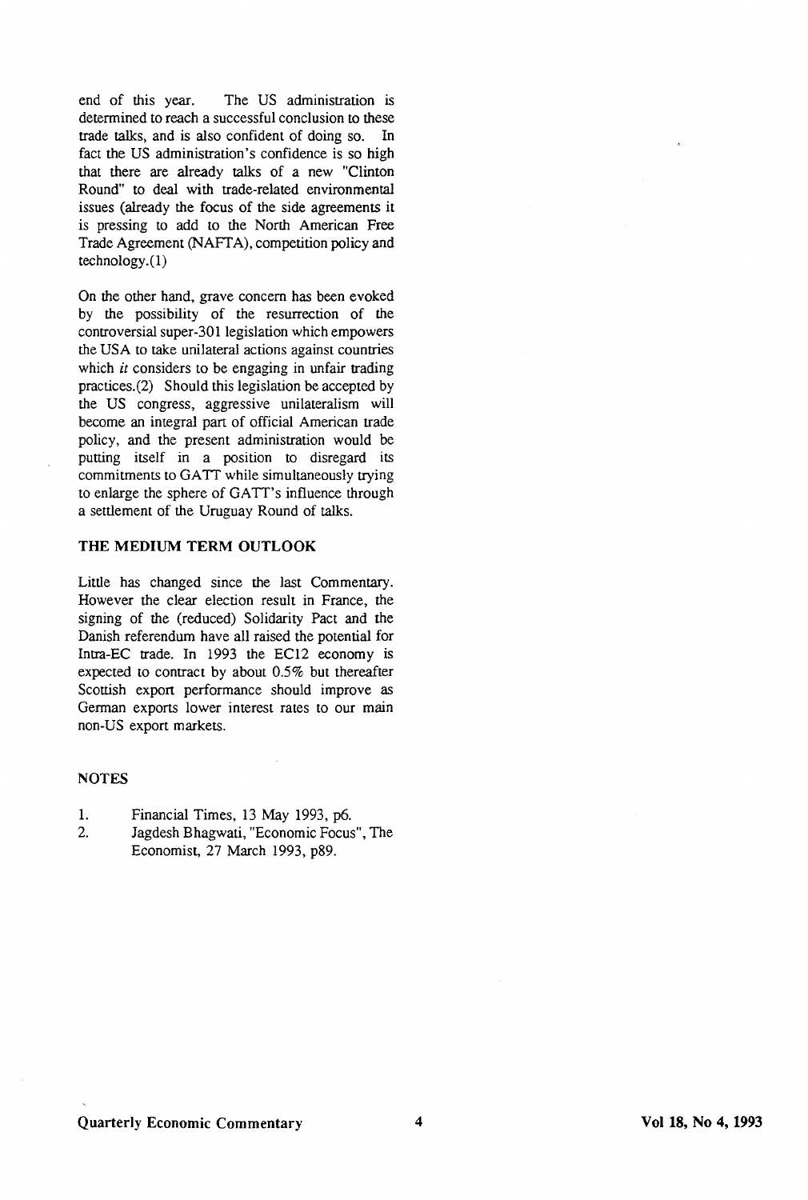end of this year. The US administration is determined to reach a successful conclusion to these trade talks, and is also confident of doing so. In fact the US administration's confidence is so high that there are already talks of a new "Clinton Round" to deal with trade-related environmental issues (already the focus of the side agreements it is pressing to add to the North American Free Trade Agreement (NAFTA), competition policy and technology.(1)

On the other hand, grave concern has been evoked by the possibility of the resurrection of the controversial super-301 legislation which empowers the USA to take unilateral actions against countries which *it* considers to be engaging in unfair trading practices.(2) Should this legislation be accepted by the US congress, aggressive unilateralism will become an integral part of official American trade policy, and the present administration would be putting itself in a position to disregard its commitments to GATT while simultaneously trying to enlarge the sphere of GATT's influence through a settlement of the Uruguay Round of talks.

### THE MEDIUM TERM OUTLOOK

Little has changed since the last Commentary. However the clear election result in France, the signing of the (reduced) Solidarity Pact and the Danish referendum have all raised the potential for Intra-EC trade. In 1993 the EC12 economy is expected to contract by about 0.5% but thereafter Scottish export performance should improve as German exports lower interest rates to our main non-US export markets.

### NOTES

1. Financial Times, 13 May 1993, p6.
2. Jagdesh Bhagwati, "Economic Focus", The Economist, 27 March 1993, p89.